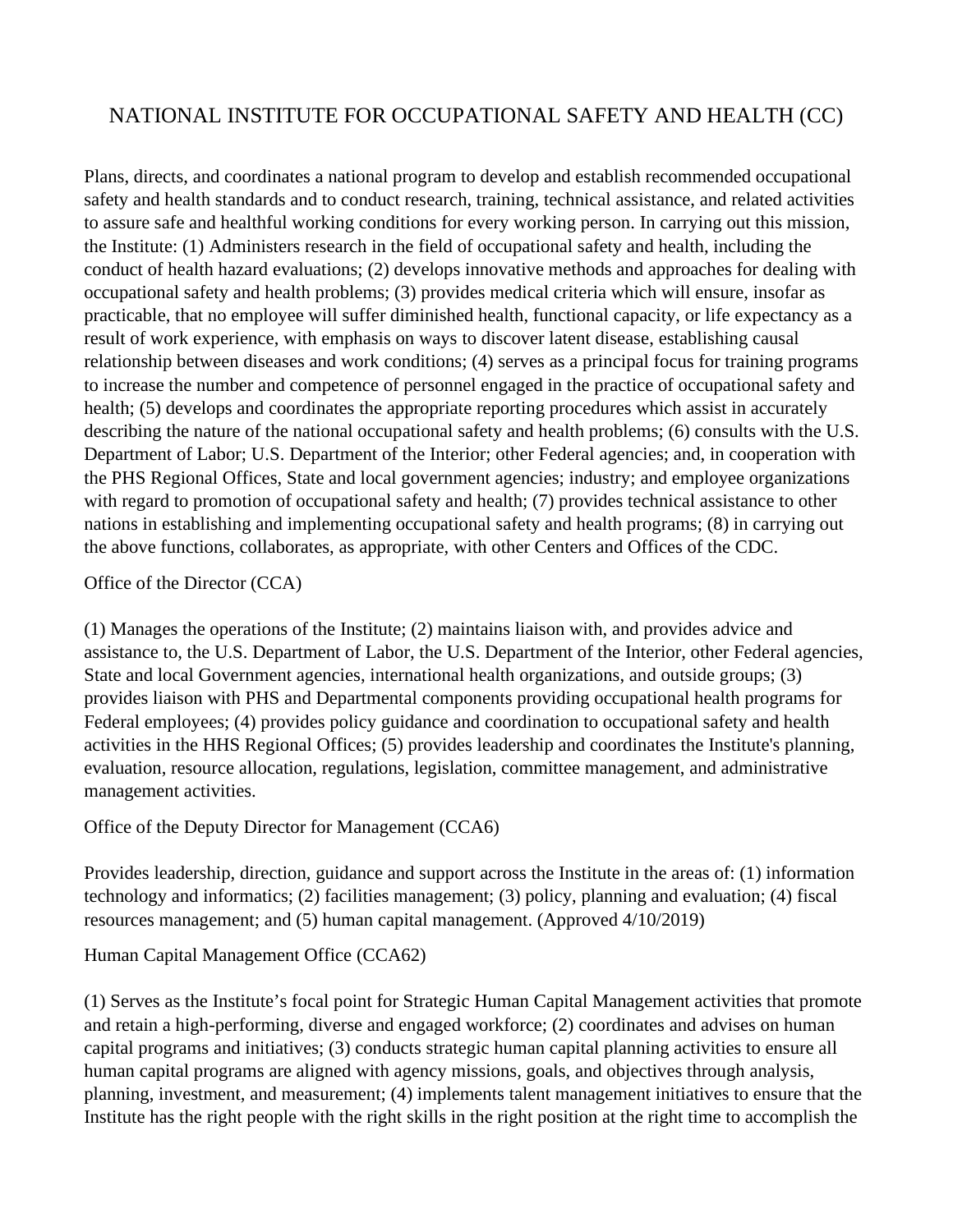# NATIONAL INSTITUTE FOR OCCUPATIONAL SAFETY AND HEALTH (CC)

Plans, directs, and coordinates a national program to develop and establish recommended occupational safety and health standards and to conduct research, training, technical assistance, and related activities to assure safe and healthful working conditions for every working person. In carrying out this mission, the Institute: (1) Administers research in the field of occupational safety and health, including the conduct of health hazard evaluations; (2) develops innovative methods and approaches for dealing with occupational safety and health problems; (3) provides medical criteria which will ensure, insofar as practicable, that no employee will suffer diminished health, functional capacity, or life expectancy as a result of work experience, with emphasis on ways to discover latent disease, establishing causal relationship between diseases and work conditions; (4) serves as a principal focus for training programs to increase the number and competence of personnel engaged in the practice of occupational safety and health; (5) develops and coordinates the appropriate reporting procedures which assist in accurately describing the nature of the national occupational safety and health problems; (6) consults with the U.S. Department of Labor; U.S. Department of the Interior; other Federal agencies; and, in cooperation with the PHS Regional Offices, State and local government agencies; industry; and employee organizations with regard to promotion of occupational safety and health; (7) provides technical assistance to other nations in establishing and implementing occupational safety and health programs; (8) in carrying out the above functions, collaborates, as appropriate, with other Centers and Offices of the CDC.

Office of the Director (CCA)

(1) Manages the operations of the Institute; (2) maintains liaison with, and provides advice and assistance to, the U.S. Department of Labor, the U.S. Department of the Interior, other Federal agencies, State and local Government agencies, international health organizations, and outside groups; (3) provides liaison with PHS and Departmental components providing occupational health programs for Federal employees; (4) provides policy guidance and coordination to occupational safety and health activities in the HHS Regional Offices; (5) provides leadership and coordinates the Institute's planning, evaluation, resource allocation, regulations, legislation, committee management, and administrative management activities.

Office of the Deputy Director for Management (CCA6)

Provides leadership, direction, guidance and support across the Institute in the areas of: (1) information technology and informatics; (2) facilities management; (3) policy, planning and evaluation; (4) fiscal resources management; and (5) human capital management. (Approved 4/10/2019)

Human Capital Management Office (CCA62)

(1) Serves as the Institute's focal point for Strategic Human Capital Management activities that promote and retain a high-performing, diverse and engaged workforce; (2) coordinates and advises on human capital programs and initiatives; (3) conducts strategic human capital planning activities to ensure all human capital programs are aligned with agency missions, goals, and objectives through analysis, planning, investment, and measurement; (4) implements talent management initiatives to ensure that the Institute has the right people with the right skills in the right position at the right time to accomplish the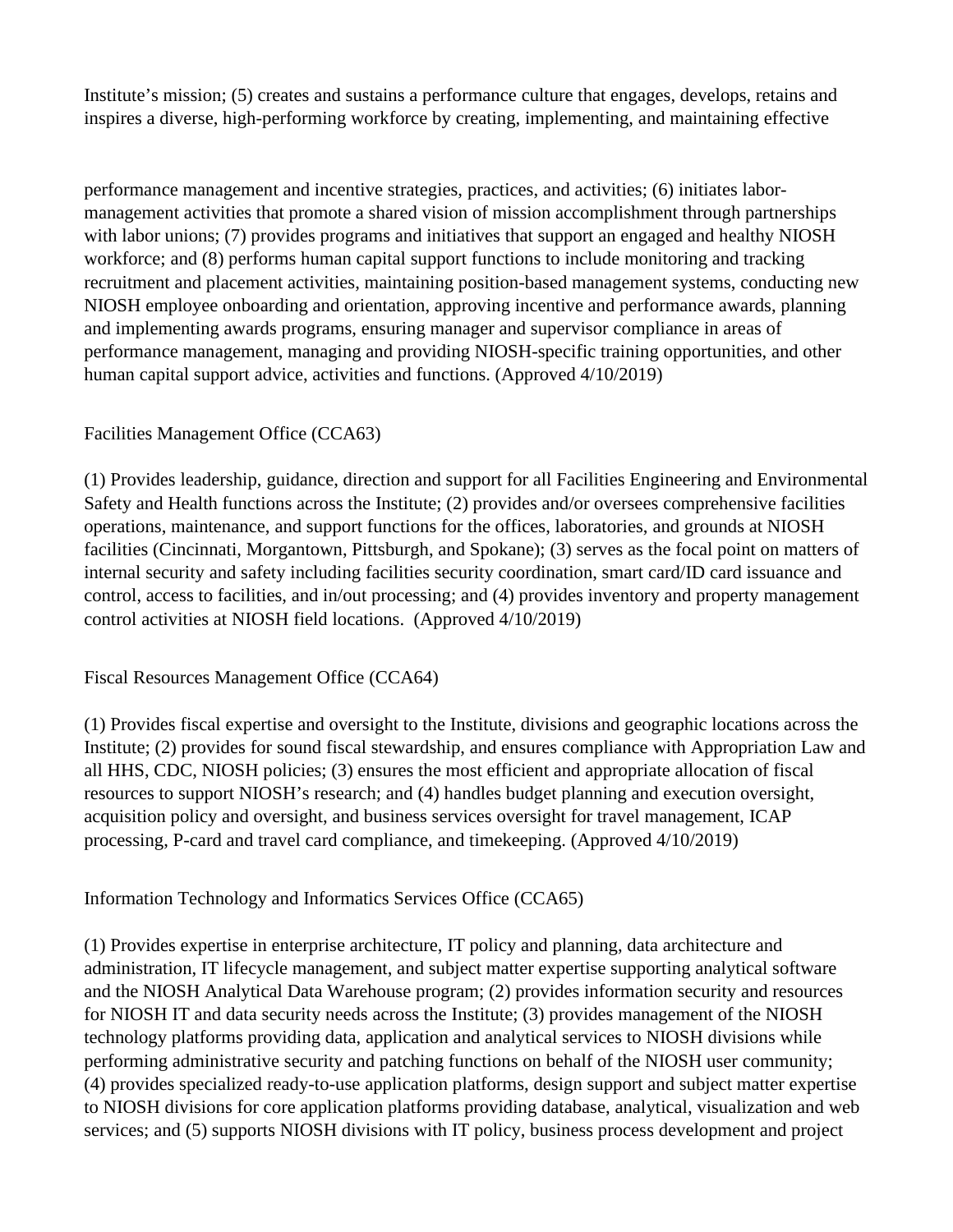Institute's mission; (5) creates and sustains a performance culture that engages, develops, retains and inspires a diverse, high-performing workforce by creating, implementing, and maintaining effective performance management and incentive strategies, practices, and activities; (6) initiates labor-management activities that promote a shared vision of mission accomplishment through partnerships with labor unions; (7) provides programs and initiatives that support an engaged and healthy NIOSH workforce; and (8) performs human capital support functions to include monitoring and tracking recruitment and placement activities, maintaining position-based management systems, conducting new NIOSH employee onboarding and orientation, approving incentive and performance awards, planning and implementing awards programs, ensuring manager and supervisor compliance in areas of performance management, managing and providing NIOSH-specific training opportunities, and other human capital support advice, activities and functions. (Approved 4/10/2019)

Facilities Management Office (CCA63)

(1) Provides leadership, guidance, direction and support for all Facilities Engineering and Environmental Safety and Health functions across the Institute; (2) provides and/or oversees comprehensive facilities operations, maintenance, and support functions for the offices, laboratories, and grounds at NIOSH facilities (Cincinnati, Morgantown, Pittsburgh, and Spokane); (3) serves as the focal point on matters of internal security and safety including facilities security coordination, smart card/ID card issuance and control, access to facilities, and in/out processing; and (4) provides inventory and property management control activities at NIOSH field locations. (Approved 4/10/2019)

Fiscal Resources Management Office (CCA64)

(1) Provides fiscal expertise and oversight to the Institute, divisions and geographic locations across the Institute; (2) provides for sound fiscal stewardship, and ensures compliance with Appropriation Law and all HHS, CDC, NIOSH policies; (3) ensures the most efficient and appropriate allocation of fiscal resources to support NIOSH's research; and (4) handles budget planning and execution oversight, acquisition policy and oversight, and business services oversight for travel management, ICAP processing, P-card and travel card compliance, and timekeeping. (Approved 4/10/2019)

Information Technology and Informatics Services Office (CCA65)

(1) Provides expertise in enterprise architecture, IT policy and planning, data architecture and administration, IT lifecycle management, and subject matter expertise supporting analytical software and the NIOSH Analytical Data Warehouse program; (2) provides information security and resources for NIOSH IT and data security needs across the Institute; (3) provides management of the NIOSH technology platforms providing data, application and analytical services to NIOSH divisions while performing administrative security and patching functions on behalf of the NIOSH user community; (4) provides specialized ready-to-use application platforms, design support and subject matter expertise to NIOSH divisions for core application platforms providing database, analytical, visualization and web services; and (5) supports NIOSH divisions with IT policy, business process development and project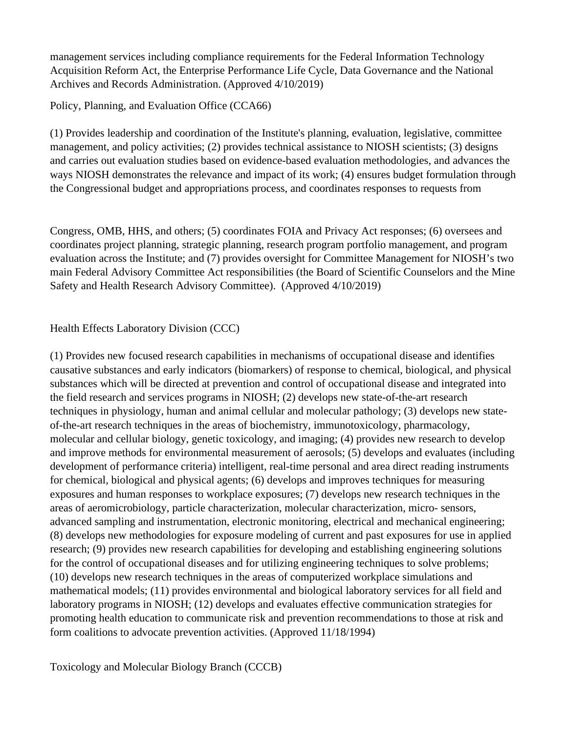management services including compliance requirements for the Federal Information Technology Acquisition Reform Act, the Enterprise Performance Life Cycle, Data Governance and the National Archives and Records Administration. (Approved 4/10/2019)

Policy, Planning, and Evaluation Office (CCA66)

(1) Provides leadership and coordination of the Institute's planning, evaluation, legislative, committee management, and policy activities; (2) provides technical assistance to NIOSH scientists; (3) designs and carries out evaluation studies based on evidence-based evaluation methodologies, and advances the ways NIOSH demonstrates the relevance and impact of its work; (4) ensures budget formulation through the Congressional budget and appropriations process, and coordinates responses to requests from

Congress, OMB, HHS, and others; (5) coordinates FOIA and Privacy Act responses; (6) oversees and coordinates project planning, strategic planning, research program portfolio management, and program evaluation across the Institute; and (7) provides oversight for Committee Management for NIOSH's two main Federal Advisory Committee Act responsibilities (the Board of Scientific Counselors and the Mine Safety and Health Research Advisory Committee). (Approved 4/10/2019)

Health Effects Laboratory Division (CCC)

(1) Provides new focused research capabilities in mechanisms of occupational disease and identifies causative substances and early indicators (biomarkers) of response to chemical, biological, and physical substances which will be directed at prevention and control of occupational disease and integrated into the field research and services programs in NIOSH; (2) develops new state-of-the-art research techniques in physiology, human and animal cellular and molecular pathology; (3) develops new state-of-the-art research techniques in the areas of biochemistry, immunotoxicology, pharmacology, molecular and cellular biology, genetic toxicology, and imaging; (4) provides new research to develop and improve methods for environmental measurement of aerosols; (5) develops and evaluates (including development of performance criteria) intelligent, real-time personal and area direct reading instruments for chemical, biological and physical agents; (6) develops and improves techniques for measuring exposures and human responses to workplace exposures; (7) develops new research techniques in the areas of aeromicrobiology, particle characterization, molecular characterization, micro- sensors, advanced sampling and instrumentation, electronic monitoring, electrical and mechanical engineering; (8) develops new methodologies for exposure modeling of current and past exposures for use in applied research; (9) provides new research capabilities for developing and establishing engineering solutions for the control of occupational diseases and for utilizing engineering techniques to solve problems; (10) develops new research techniques in the areas of computerized workplace simulations and mathematical models; (11) provides environmental and biological laboratory services for all field and laboratory programs in NIOSH; (12) develops and evaluates effective communication strategies for promoting health education to communicate risk and prevention recommendations to those at risk and form coalitions to advocate prevention activities. (Approved 11/18/1994)

Toxicology and Molecular Biology Branch (CCCB)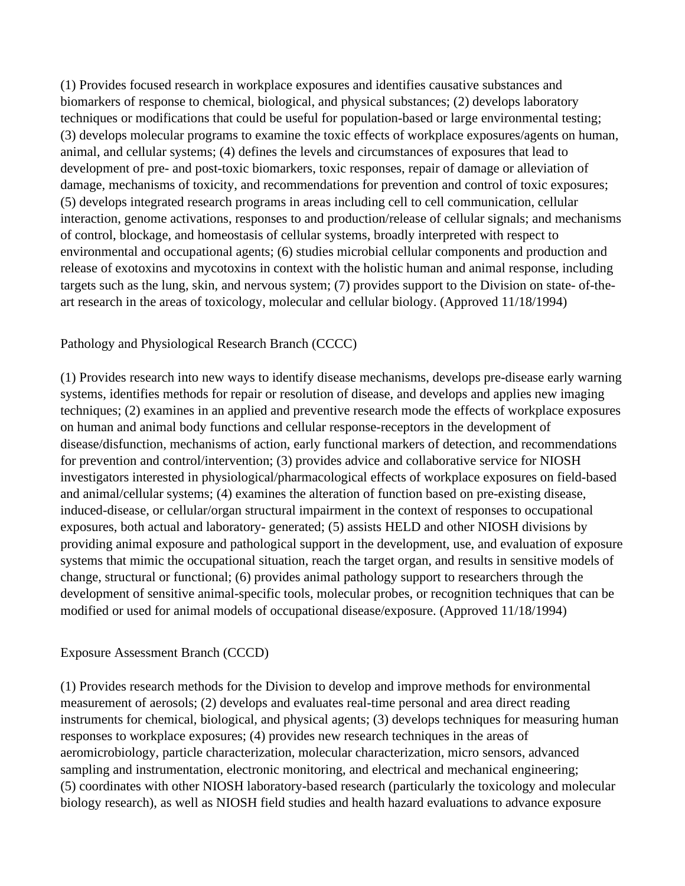(1) Provides focused research in workplace exposures and identifies causative substances and biomarkers of response to chemical, biological, and physical substances; (2) develops laboratory techniques or modifications that could be useful for population-based or large environmental testing; (3) develops molecular programs to examine the toxic effects of workplace exposures/agents on human, animal, and cellular systems; (4) defines the levels and circumstances of exposures that lead to development of pre- and post-toxic biomarkers, toxic responses, repair of damage or alleviation of damage, mechanisms of toxicity, and recommendations for prevention and control of toxic exposures; (5) develops integrated research programs in areas including cell to cell communication, cellular interaction, genome activations, responses to and production/release of cellular signals; and mechanisms of control, blockage, and homeostasis of cellular systems, broadly interpreted with respect to environmental and occupational agents; (6) studies microbial cellular components and production and release of exotoxins and mycotoxins in context with the holistic human and animal response, including targets such as the lung, skin, and nervous system; (7) provides support to the Division on state- of-the-art research in the areas of toxicology, molecular and cellular biology. (Approved 11/18/1994)

Pathology and Physiological Research Branch (CCCC)

(1) Provides research into new ways to identify disease mechanisms, develops pre-disease early warning systems, identifies methods for repair or resolution of disease, and develops and applies new imaging techniques; (2) examines in an applied and preventive research mode the effects of workplace exposures on human and animal body functions and cellular response-receptors in the development of disease/disfunction, mechanisms of action, early functional markers of detection, and recommendations for prevention and control/intervention; (3) provides advice and collaborative service for NIOSH investigators interested in physiological/pharmacological effects of workplace exposures on field-based and animal/cellular systems; (4) examines the alteration of function based on pre-existing disease, induced-disease, or cellular/organ structural impairment in the context of responses to occupational exposures, both actual and laboratory- generated; (5) assists HELD and other NIOSH divisions by providing animal exposure and pathological support in the development, use, and evaluation of exposure systems that mimic the occupational situation, reach the target organ, and results in sensitive models of change, structural or functional; (6) provides animal pathology support to researchers through the development of sensitive animal-specific tools, molecular probes, or recognition techniques that can be modified or used for animal models of occupational disease/exposure. (Approved 11/18/1994)

Exposure Assessment Branch (CCCD)

(1) Provides research methods for the Division to develop and improve methods for environmental measurement of aerosols; (2) develops and evaluates real-time personal and area direct reading instruments for chemical, biological, and physical agents; (3) develops techniques for measuring human responses to workplace exposures; (4) provides new research techniques in the areas of aeromicrobiology, particle characterization, molecular characterization, micro sensors, advanced sampling and instrumentation, electronic monitoring, and electrical and mechanical engineering; (5) coordinates with other NIOSH laboratory-based research (particularly the toxicology and molecular biology research), as well as NIOSH field studies and health hazard evaluations to advance exposure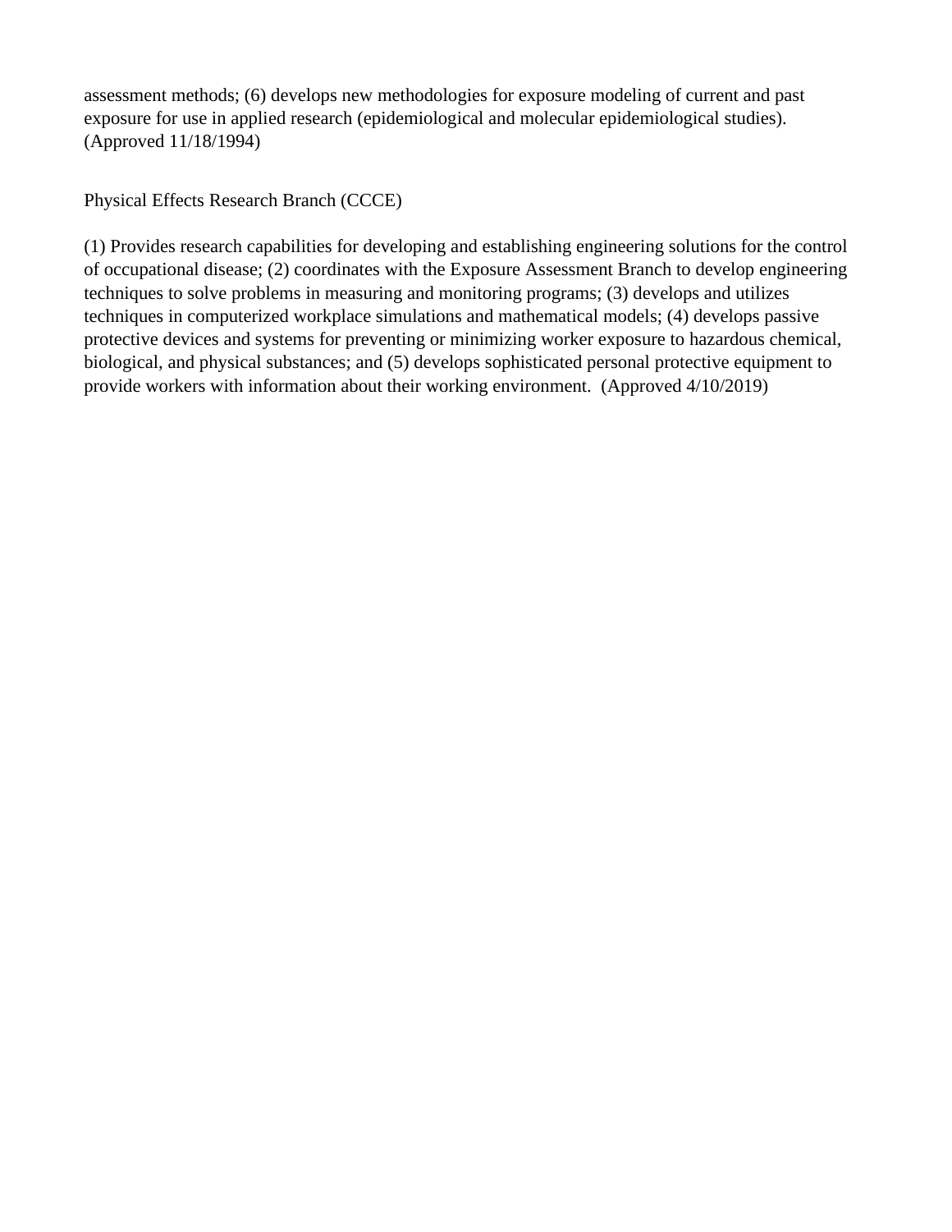assessment methods; (6) develops new methodologies for exposure modeling of current and past exposure for use in applied research (epidemiological and molecular epidemiological studies). (Approved 11/18/1994)

Physical Effects Research Branch (CCCE)

(1) Provides research capabilities for developing and establishing engineering solutions for the control of occupational disease; (2) coordinates with the Exposure Assessment Branch to develop engineering techniques to solve problems in measuring and monitoring programs; (3) develops and utilizes techniques in computerized workplace simulations and mathematical models; (4) develops passive protective devices and systems for preventing or minimizing worker exposure to hazardous chemical, biological, and physical substances; and (5) develops sophisticated personal protective equipment to provide workers with information about their working environment. (Approved 4/10/2019)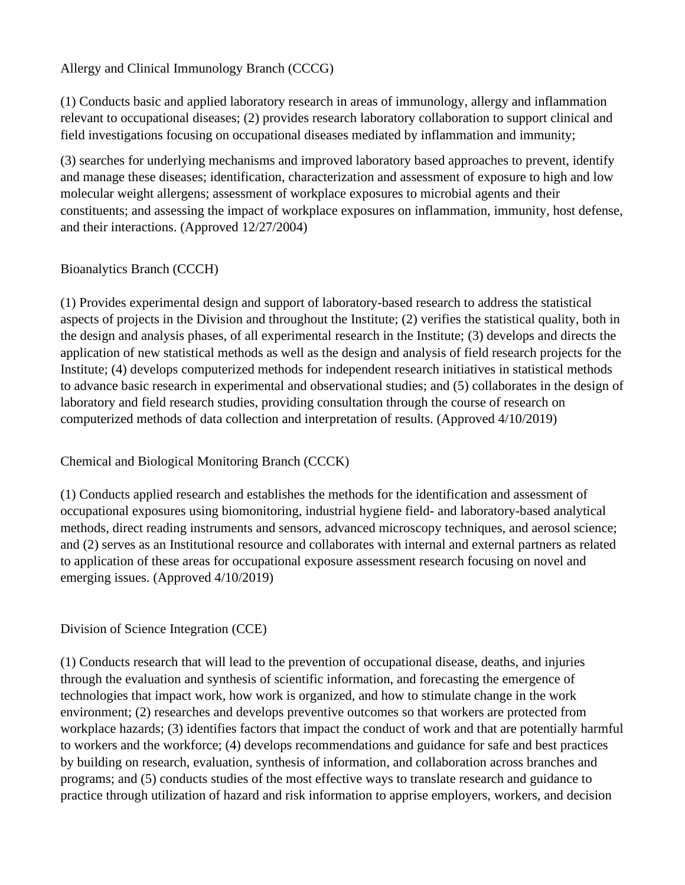Allergy and Clinical Immunology Branch (CCCG)

(1) Conducts basic and applied laboratory research in areas of immunology, allergy and inflammation relevant to occupational diseases; (2) provides research laboratory collaboration to support clinical and field investigations focusing on occupational diseases mediated by inflammation and immunity;

(3) searches for underlying mechanisms and improved laboratory based approaches to prevent, identify and manage these diseases; identification, characterization and assessment of exposure to high and low molecular weight allergens; assessment of workplace exposures to microbial agents and their constituents; and assessing the impact of workplace exposures on inflammation, immunity, host defense, and their interactions. (Approved 12/27/2004)

Bioanalytics Branch (CCCH)

(1) Provides experimental design and support of laboratory-based research to address the statistical aspects of projects in the Division and throughout the Institute; (2) verifies the statistical quality, both in the design and analysis phases, of all experimental research in the Institute; (3) develops and directs the application of new statistical methods as well as the design and analysis of field research projects for the Institute; (4) develops computerized methods for independent research initiatives in statistical methods to advance basic research in experimental and observational studies; and (5) collaborates in the design of laboratory and field research studies, providing consultation through the course of research on computerized methods of data collection and interpretation of results. (Approved 4/10/2019)

Chemical and Biological Monitoring Branch (CCCK)

(1) Conducts applied research and establishes the methods for the identification and assessment of occupational exposures using biomonitoring, industrial hygiene field- and laboratory-based analytical methods, direct reading instruments and sensors, advanced microscopy techniques, and aerosol science; and (2) serves as an Institutional resource and collaborates with internal and external partners as related to application of these areas for occupational exposure assessment research focusing on novel and emerging issues. (Approved 4/10/2019)

Division of Science Integration (CCE)

(1) Conducts research that will lead to the prevention of occupational disease, deaths, and injuries through the evaluation and synthesis of scientific information, and forecasting the emergence of technologies that impact work, how work is organized, and how to stimulate change in the work environment; (2) researches and develops preventive outcomes so that workers are protected from workplace hazards; (3) identifies factors that impact the conduct of work and that are potentially harmful to workers and the workforce; (4) develops recommendations and guidance for safe and best practices by building on research, evaluation, synthesis of information, and collaboration across branches and programs; and (5) conducts studies of the most effective ways to translate research and guidance to practice through utilization of hazard and risk information to apprise employers, workers, and decision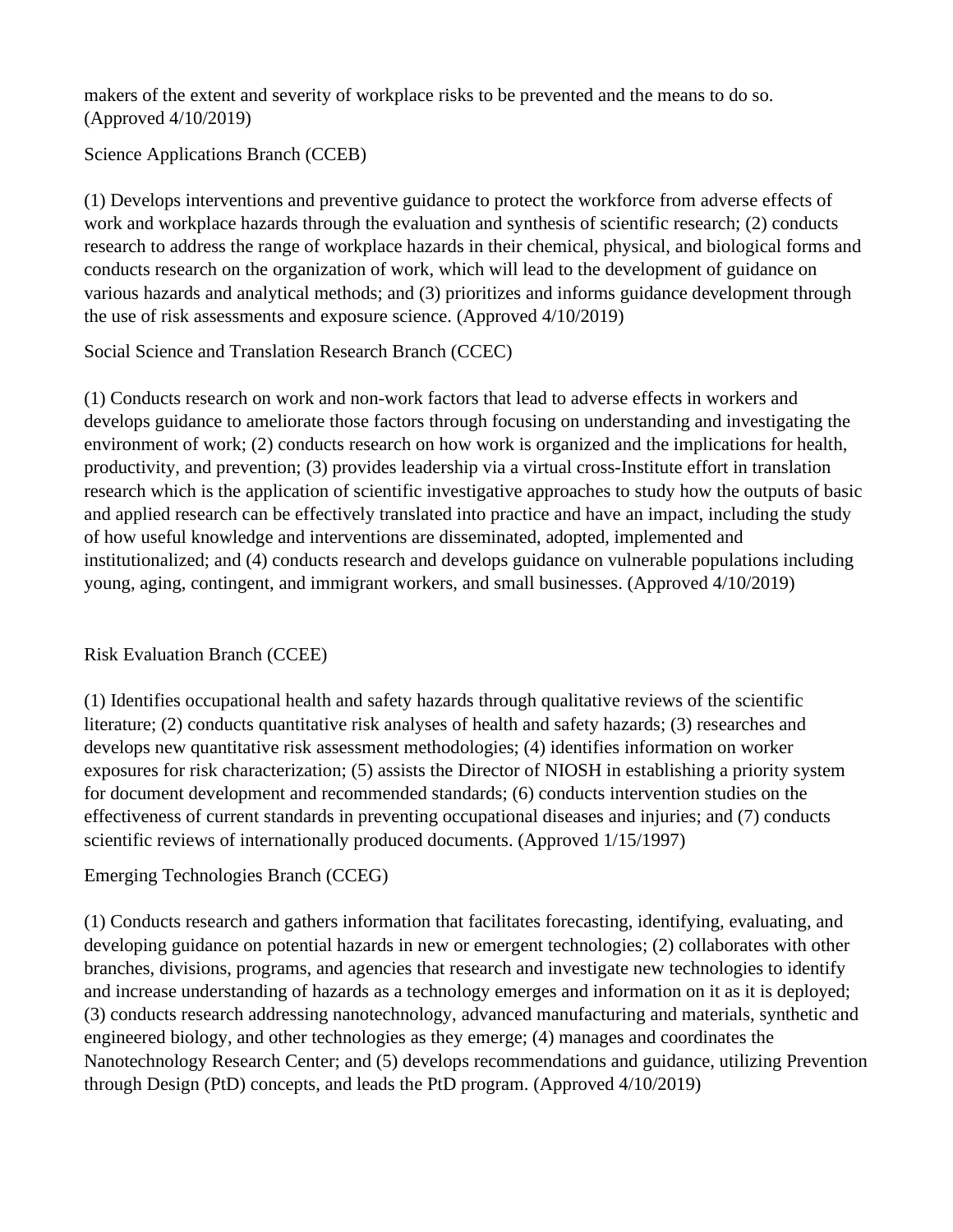makers of the extent and severity of workplace risks to be prevented and the means to do so. (Approved 4/10/2019)

Science Applications Branch (CCEB)

(1) Develops interventions and preventive guidance to protect the workforce from adverse effects of work and workplace hazards through the evaluation and synthesis of scientific research; (2) conducts research to address the range of workplace hazards in their chemical, physical, and biological forms and conducts research on the organization of work, which will lead to the development of guidance on various hazards and analytical methods; and (3) prioritizes and informs guidance development through the use of risk assessments and exposure science. (Approved 4/10/2019)

Social Science and Translation Research Branch (CCEC)

(1) Conducts research on work and non-work factors that lead to adverse effects in workers and develops guidance to ameliorate those factors through focusing on understanding and investigating the environment of work; (2) conducts research on how work is organized and the implications for health, productivity, and prevention; (3) provides leadership via a virtual cross-Institute effort in translation research which is the application of scientific investigative approaches to study how the outputs of basic and applied research can be effectively translated into practice and have an impact, including the study of how useful knowledge and interventions are disseminated, adopted, implemented and institutionalized; and (4) conducts research and develops guidance on vulnerable populations including young, aging, contingent, and immigrant workers, and small businesses. (Approved 4/10/2019)

Risk Evaluation Branch (CCEE)

(1) Identifies occupational health and safety hazards through qualitative reviews of the scientific literature; (2) conducts quantitative risk analyses of health and safety hazards; (3) researches and develops new quantitative risk assessment methodologies; (4) identifies information on worker exposures for risk characterization; (5) assists the Director of NIOSH in establishing a priority system for document development and recommended standards; (6) conducts intervention studies on the effectiveness of current standards in preventing occupational diseases and injuries; and (7) conducts scientific reviews of internationally produced documents. (Approved 1/15/1997)

Emerging Technologies Branch (CCEG)

(1) Conducts research and gathers information that facilitates forecasting, identifying, evaluating, and developing guidance on potential hazards in new or emergent technologies; (2) collaborates with other branches, divisions, programs, and agencies that research and investigate new technologies to identify and increase understanding of hazards as a technology emerges and information on it as it is deployed; (3) conducts research addressing nanotechnology, advanced manufacturing and materials, synthetic and engineered biology, and other technologies as they emerge; (4) manages and coordinates the Nanotechnology Research Center; and (5) develops recommendations and guidance, utilizing Prevention through Design (PtD) concepts, and leads the PtD program. (Approved 4/10/2019)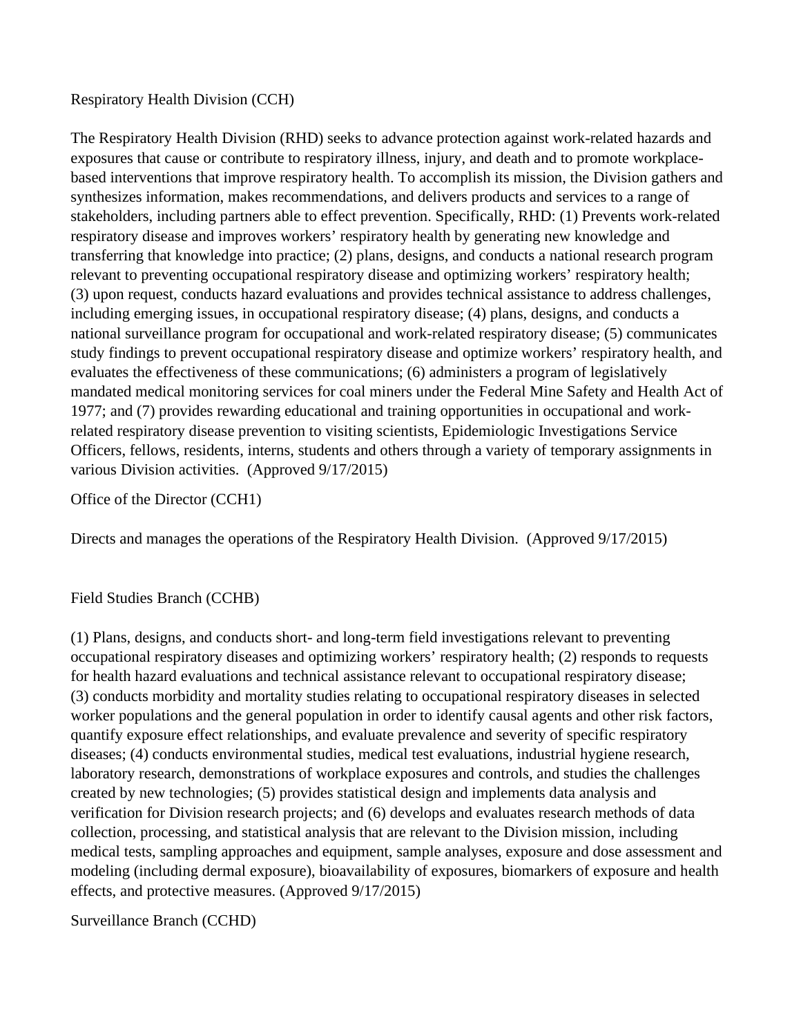## Respiratory Health Division (CCH)

The Respiratory Health Division (RHD) seeks to advance protection against work-related hazards and exposures that cause or contribute to respiratory illness, injury, and death and to promote workplace-based interventions that improve respiratory health. To accomplish its mission, the Division gathers and synthesizes information, makes recommendations, and delivers products and services to a range of stakeholders, including partners able to effect prevention. Specifically, RHD: (1) Prevents work-related respiratory disease and improves workers' respiratory health by generating new knowledge and transferring that knowledge into practice; (2) plans, designs, and conducts a national research program relevant to preventing occupational respiratory disease and optimizing workers' respiratory health; (3) upon request, conducts hazard evaluations and provides technical assistance to address challenges, including emerging issues, in occupational respiratory disease; (4) plans, designs, and conducts a national surveillance program for occupational and work-related respiratory disease; (5) communicates study findings to prevent occupational respiratory disease and optimize workers' respiratory health, and evaluates the effectiveness of these communications; (6) administers a program of legislatively mandated medical monitoring services for coal miners under the Federal Mine Safety and Health Act of 1977; and (7) provides rewarding educational and training opportunities in occupational and work-related respiratory disease prevention to visiting scientists, Epidemiologic Investigations Service Officers, fellows, residents, interns, students and others through a variety of temporary assignments in various Division activities. (Approved 9/17/2015)

### Office of the Director (CCH1)

Directs and manages the operations of the Respiratory Health Division. (Approved 9/17/2015)

### Field Studies Branch (CCHB)

(1) Plans, designs, and conducts short- and long-term field investigations relevant to preventing occupational respiratory diseases and optimizing workers' respiratory health; (2) responds to requests for health hazard evaluations and technical assistance relevant to occupational respiratory disease; (3) conducts morbidity and mortality studies relating to occupational respiratory diseases in selected worker populations and the general population in order to identify causal agents and other risk factors, quantify exposure effect relationships, and evaluate prevalence and severity of specific respiratory diseases; (4) conducts environmental studies, medical test evaluations, industrial hygiene research, laboratory research, demonstrations of workplace exposures and controls, and studies the challenges created by new technologies; (5) provides statistical design and implements data analysis and verification for Division research projects; and (6) develops and evaluates research methods of data collection, processing, and statistical analysis that are relevant to the Division mission, including medical tests, sampling approaches and equipment, sample analyses, exposure and dose assessment and modeling (including dermal exposure), bioavailability of exposures, biomarkers of exposure and health effects, and protective measures. (Approved 9/17/2015)

### Surveillance Branch (CCHD)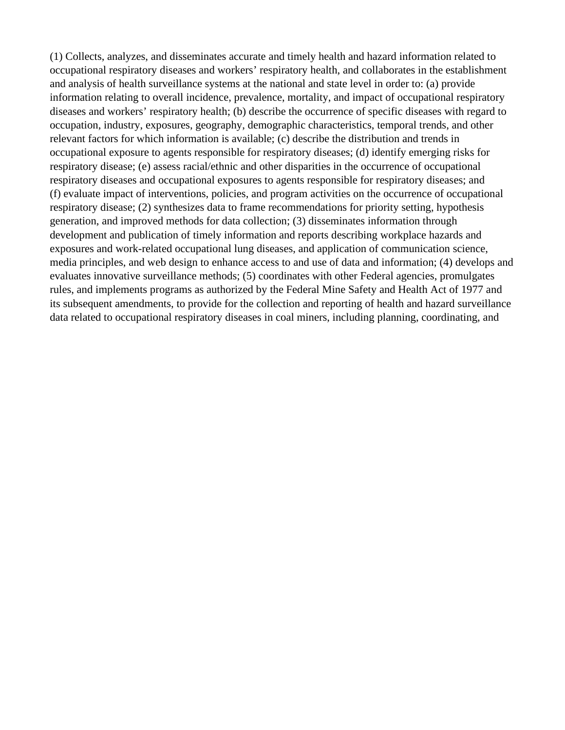(1) Collects, analyzes, and disseminates accurate and timely health and hazard information related to occupational respiratory diseases and workers' respiratory health, and collaborates in the establishment and analysis of health surveillance systems at the national and state level in order to: (a) provide information relating to overall incidence, prevalence, mortality, and impact of occupational respiratory diseases and workers' respiratory health; (b) describe the occurrence of specific diseases with regard to occupation, industry, exposures, geography, demographic characteristics, temporal trends, and other relevant factors for which information is available; (c) describe the distribution and trends in occupational exposure to agents responsible for respiratory diseases; (d) identify emerging risks for respiratory disease; (e) assess racial/ethnic and other disparities in the occurrence of occupational respiratory diseases and occupational exposures to agents responsible for respiratory diseases; and (f) evaluate impact of interventions, policies, and program activities on the occurrence of occupational respiratory disease; (2) synthesizes data to frame recommendations for priority setting, hypothesis generation, and improved methods for data collection; (3) disseminates information through development and publication of timely information and reports describing workplace hazards and exposures and work-related occupational lung diseases, and application of communication science, media principles, and web design to enhance access to and use of data and information; (4) develops and evaluates innovative surveillance methods; (5) coordinates with other Federal agencies, promulgates rules, and implements programs as authorized by the Federal Mine Safety and Health Act of 1977 and its subsequent amendments, to provide for the collection and reporting of health and hazard surveillance data related to occupational respiratory diseases in coal miners, including planning, coordinating, and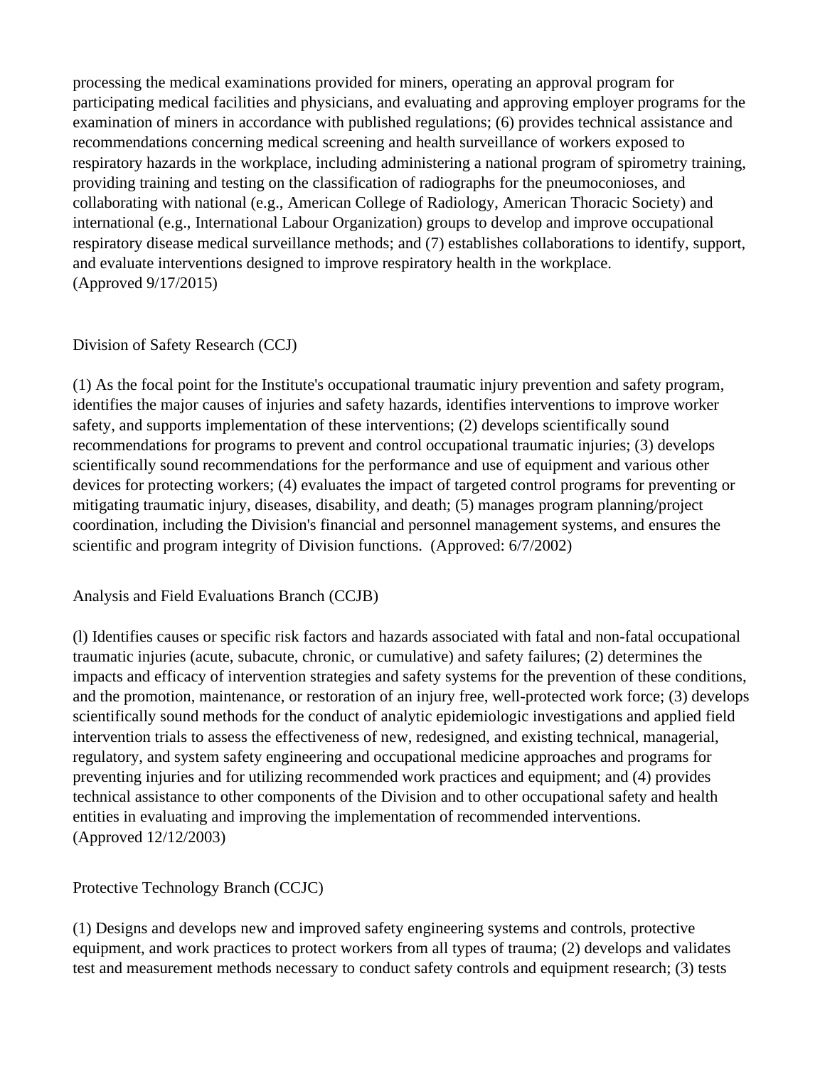processing the medical examinations provided for miners, operating an approval program for participating medical facilities and physicians, and evaluating and approving employer programs for the examination of miners in accordance with published regulations; (6) provides technical assistance and recommendations concerning medical screening and health surveillance of workers exposed to respiratory hazards in the workplace, including administering a national program of spirometry training, providing training and testing on the classification of radiographs for the pneumoconioses, and collaborating with national (e.g., American College of Radiology, American Thoracic Society) and international (e.g., International Labour Organization) groups to develop and improve occupational respiratory disease medical surveillance methods; and (7) establishes collaborations to identify, support, and evaluate interventions designed to improve respiratory health in the workplace.
(Approved 9/17/2015)

Division of Safety Research (CCJ)

(1) As the focal point for the Institute's occupational traumatic injury prevention and safety program, identifies the major causes of injuries and safety hazards, identifies interventions to improve worker safety, and supports implementation of these interventions; (2) develops scientifically sound recommendations for programs to prevent and control occupational traumatic injuries; (3) develops scientifically sound recommendations for the performance and use of equipment and various other devices for protecting workers; (4) evaluates the impact of targeted control programs for preventing or mitigating traumatic injury, diseases, disability, and death; (5) manages program planning/project coordination, including the Division's financial and personnel management systems, and ensures the scientific and program integrity of Division functions.  (Approved: 6/7/2002)

Analysis and Field Evaluations Branch (CCJB)

(l) Identifies causes or specific risk factors and hazards associated with fatal and non-fatal occupational traumatic injuries (acute, subacute, chronic, or cumulative) and safety failures; (2) determines the impacts and efficacy of intervention strategies and safety systems for the prevention of these conditions, and the promotion, maintenance, or restoration of an injury free, well-protected work force; (3) develops scientifically sound methods for the conduct of analytic epidemiologic investigations and applied field intervention trials to assess the effectiveness of new, redesigned, and existing technical, managerial, regulatory, and system safety engineering and occupational medicine approaches and programs for preventing injuries and for utilizing recommended work practices and equipment; and (4) provides technical assistance to other components of the Division and to other occupational safety and health entities in evaluating and improving the implementation of recommended interventions.
(Approved 12/12/2003)

Protective Technology Branch (CCJC)

(1) Designs and develops new and improved safety engineering systems and controls, protective equipment, and work practices to protect workers from all types of trauma; (2) develops and validates test and measurement methods necessary to conduct safety controls and equipment research; (3) tests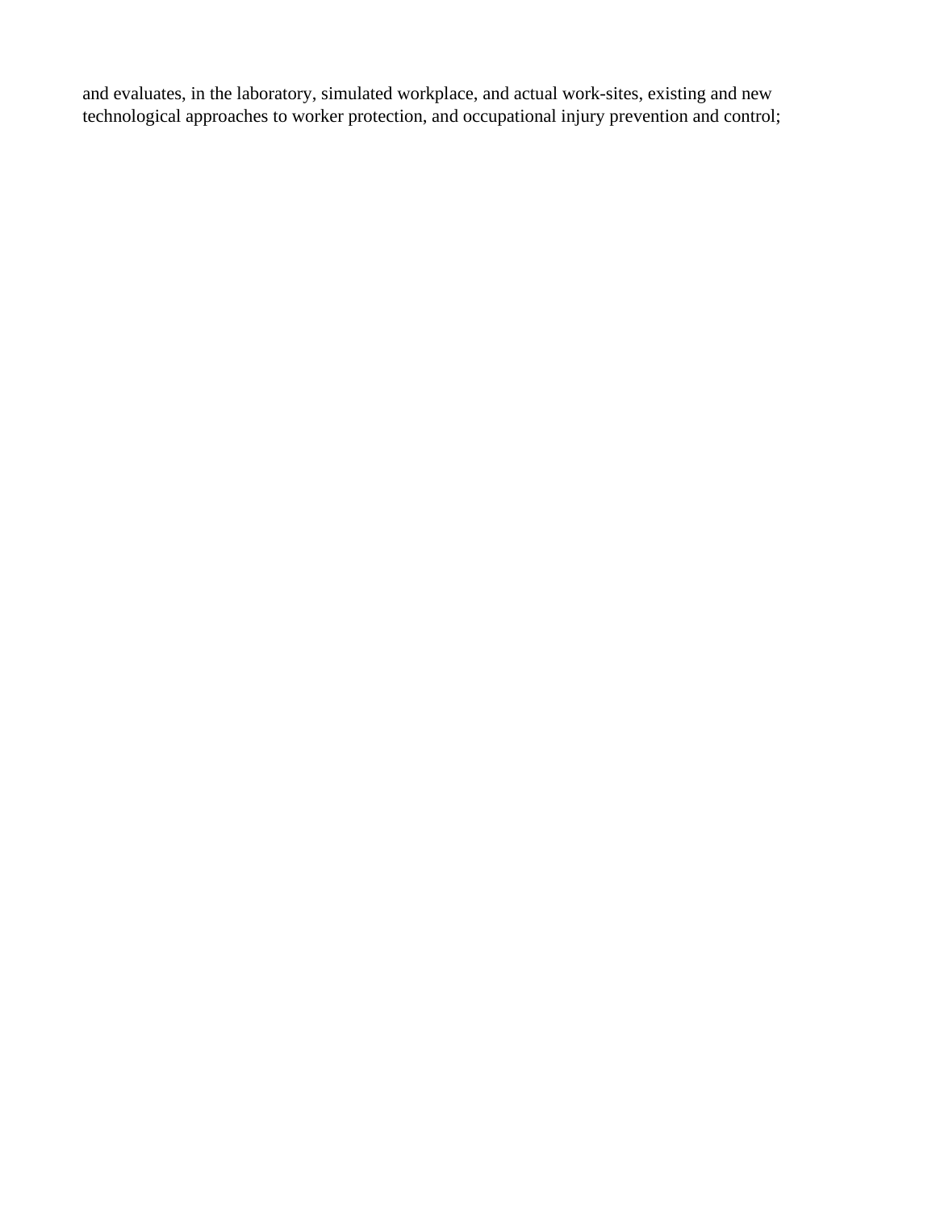and evaluates, in the laboratory, simulated workplace, and actual work-sites, existing and new technological approaches to worker protection, and occupational injury prevention and control;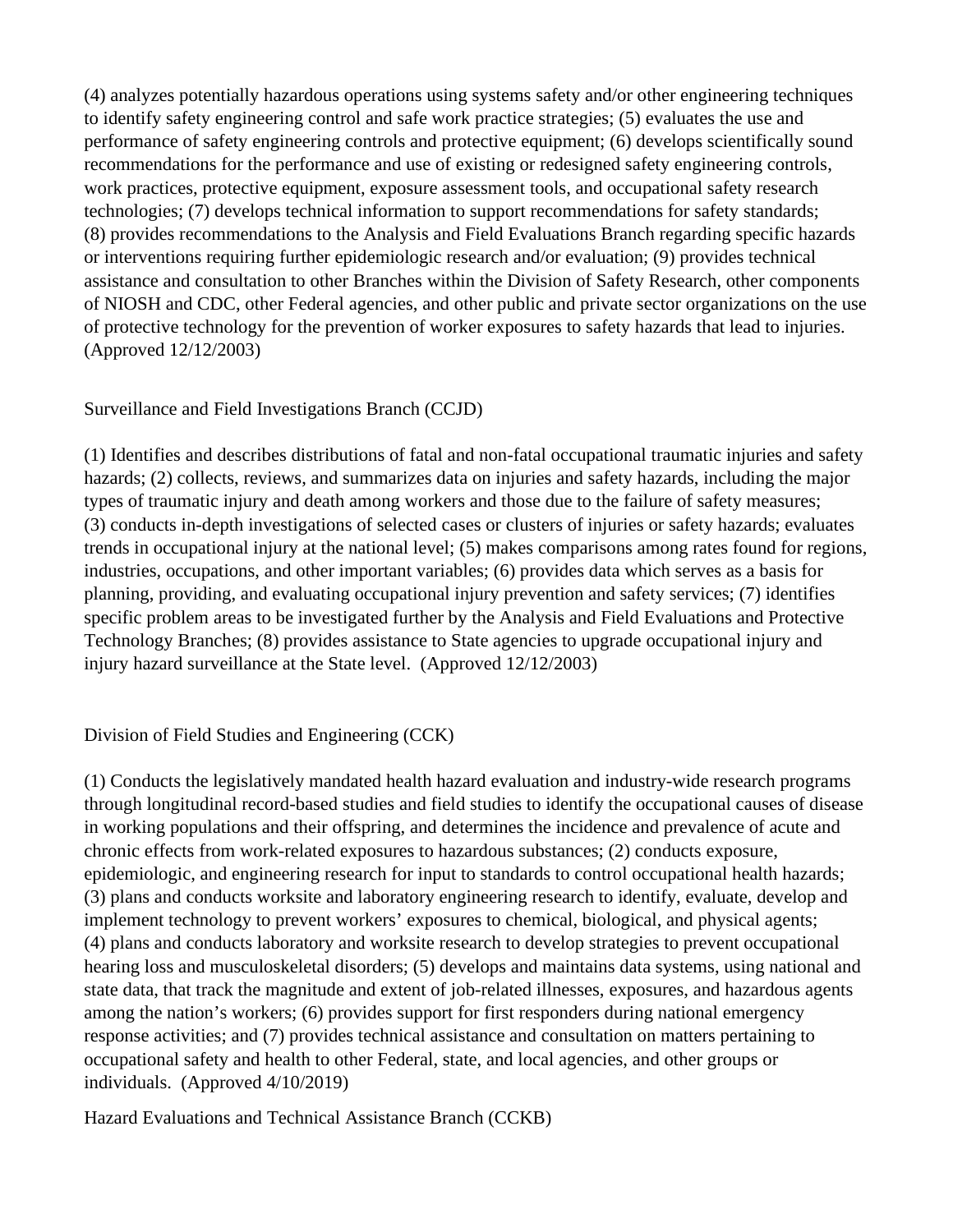(4) analyzes potentially hazardous operations using systems safety and/or other engineering techniques to identify safety engineering control and safe work practice strategies; (5) evaluates the use and performance of safety engineering controls and protective equipment; (6) develops scientifically sound recommendations for the performance and use of existing or redesigned safety engineering controls, work practices, protective equipment, exposure assessment tools, and occupational safety research technologies; (7) develops technical information to support recommendations for safety standards; (8) provides recommendations to the Analysis and Field Evaluations Branch regarding specific hazards or interventions requiring further epidemiologic research and/or evaluation; (9) provides technical assistance and consultation to other Branches within the Division of Safety Research, other components of NIOSH and CDC, other Federal agencies, and other public and private sector organizations on the use of protective technology for the prevention of worker exposures to safety hazards that lead to injuries. (Approved 12/12/2003)

Surveillance and Field Investigations Branch (CCJD)

(1) Identifies and describes distributions of fatal and non-fatal occupational traumatic injuries and safety hazards; (2) collects, reviews, and summarizes data on injuries and safety hazards, including the major types of traumatic injury and death among workers and those due to the failure of safety measures; (3) conducts in-depth investigations of selected cases or clusters of injuries or safety hazards; evaluates trends in occupational injury at the national level; (5) makes comparisons among rates found for regions, industries, occupations, and other important variables; (6) provides data which serves as a basis for planning, providing, and evaluating occupational injury prevention and safety services; (7) identifies specific problem areas to be investigated further by the Analysis and Field Evaluations and Protective Technology Branches; (8) provides assistance to State agencies to upgrade occupational injury and injury hazard surveillance at the State level. (Approved 12/12/2003)

Division of Field Studies and Engineering (CCK)

(1) Conducts the legislatively mandated health hazard evaluation and industry-wide research programs through longitudinal record-based studies and field studies to identify the occupational causes of disease in working populations and their offspring, and determines the incidence and prevalence of acute and chronic effects from work-related exposures to hazardous substances; (2) conducts exposure, epidemiologic, and engineering research for input to standards to control occupational health hazards; (3) plans and conducts worksite and laboratory engineering research to identify, evaluate, develop and implement technology to prevent workers' exposures to chemical, biological, and physical agents; (4) plans and conducts laboratory and worksite research to develop strategies to prevent occupational hearing loss and musculoskeletal disorders; (5) develops and maintains data systems, using national and state data, that track the magnitude and extent of job-related illnesses, exposures, and hazardous agents among the nation's workers; (6) provides support for first responders during national emergency response activities; and (7) provides technical assistance and consultation on matters pertaining to occupational safety and health to other Federal, state, and local agencies, and other groups or individuals. (Approved 4/10/2019)

Hazard Evaluations and Technical Assistance Branch (CCKB)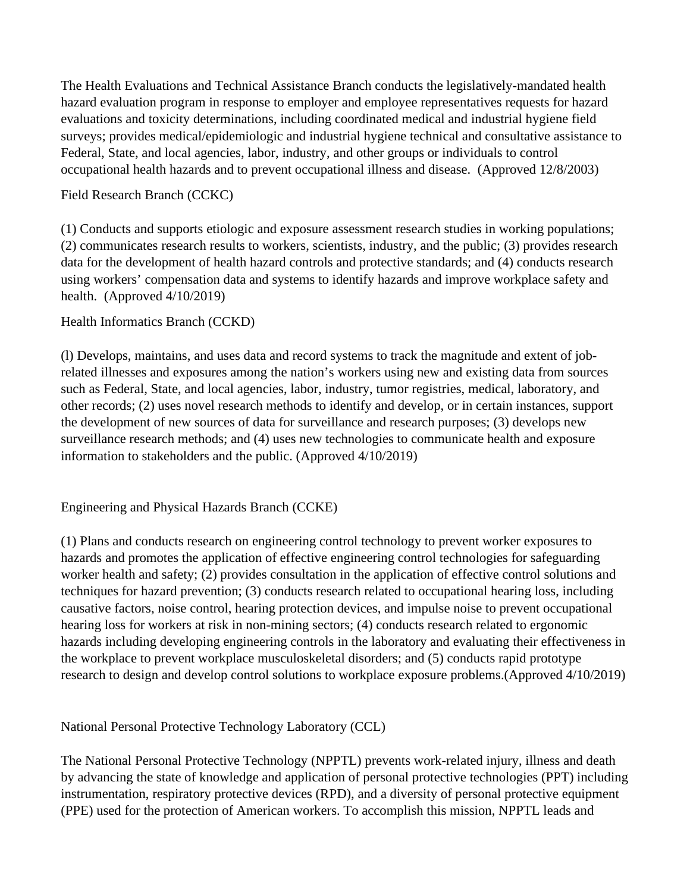The Health Evaluations and Technical Assistance Branch conducts the legislatively-mandated health hazard evaluation program in response to employer and employee representatives requests for hazard evaluations and toxicity determinations, including coordinated medical and industrial hygiene field surveys; provides medical/epidemiologic and industrial hygiene technical and consultative assistance to Federal, State, and local agencies, labor, industry, and other groups or individuals to control occupational health hazards and to prevent occupational illness and disease. (Approved 12/8/2003)

Field Research Branch (CCKC)

(1) Conducts and supports etiologic and exposure assessment research studies in working populations; (2) communicates research results to workers, scientists, industry, and the public; (3) provides research data for the development of health hazard controls and protective standards; and (4) conducts research using workers' compensation data and systems to identify hazards and improve workplace safety and health. (Approved 4/10/2019)

Health Informatics Branch (CCKD)

(l) Develops, maintains, and uses data and record systems to track the magnitude and extent of job-related illnesses and exposures among the nation's workers using new and existing data from sources such as Federal, State, and local agencies, labor, industry, tumor registries, medical, laboratory, and other records; (2) uses novel research methods to identify and develop, or in certain instances, support the development of new sources of data for surveillance and research purposes; (3) develops new surveillance research methods; and (4) uses new technologies to communicate health and exposure information to stakeholders and the public. (Approved 4/10/2019)

Engineering and Physical Hazards Branch (CCKE)

(1) Plans and conducts research on engineering control technology to prevent worker exposures to hazards and promotes the application of effective engineering control technologies for safeguarding worker health and safety; (2) provides consultation in the application of effective control solutions and techniques for hazard prevention; (3) conducts research related to occupational hearing loss, including causative factors, noise control, hearing protection devices, and impulse noise to prevent occupational hearing loss for workers at risk in non-mining sectors; (4) conducts research related to ergonomic hazards including developing engineering controls in the laboratory and evaluating their effectiveness in the workplace to prevent workplace musculoskeletal disorders; and (5) conducts rapid prototype research to design and develop control solutions to workplace exposure problems.(Approved 4/10/2019)

National Personal Protective Technology Laboratory (CCL)

The National Personal Protective Technology (NPPTL) prevents work-related injury, illness and death by advancing the state of knowledge and application of personal protective technologies (PPT) including instrumentation, respiratory protective devices (RPD), and a diversity of personal protective equipment (PPE) used for the protection of American workers. To accomplish this mission, NPPTL leads and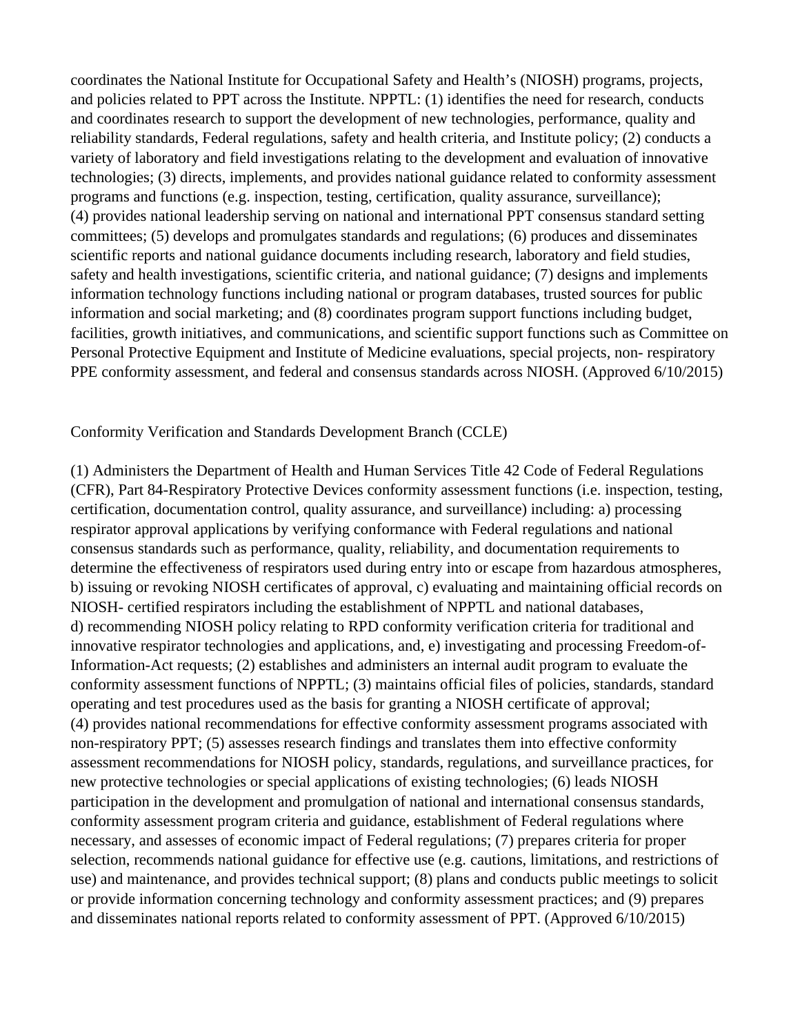coordinates the National Institute for Occupational Safety and Health's (NIOSH) programs, projects, and policies related to PPT across the Institute. NPPTL: (1) identifies the need for research, conducts and coordinates research to support the development of new technologies, performance, quality and reliability standards, Federal regulations, safety and health criteria, and Institute policy; (2) conducts a variety of laboratory and field investigations relating to the development and evaluation of innovative technologies; (3) directs, implements, and provides national guidance related to conformity assessment programs and functions (e.g. inspection, testing, certification, quality assurance, surveillance); (4) provides national leadership serving on national and international PPT consensus standard setting committees; (5) develops and promulgates standards and regulations; (6) produces and disseminates scientific reports and national guidance documents including research, laboratory and field studies, safety and health investigations, scientific criteria, and national guidance; (7) designs and implements information technology functions including national or program databases, trusted sources for public information and social marketing; and (8) coordinates program support functions including budget, facilities, growth initiatives, and communications, and scientific support functions such as Committee on Personal Protective Equipment and Institute of Medicine evaluations, special projects, non- respiratory PPE conformity assessment, and federal and consensus standards across NIOSH. (Approved 6/10/2015)

Conformity Verification and Standards Development Branch (CCLE)

(1) Administers the Department of Health and Human Services Title 42 Code of Federal Regulations (CFR), Part 84-Respiratory Protective Devices conformity assessment functions (i.e. inspection, testing, certification, documentation control, quality assurance, and surveillance) including: a) processing respirator approval applications by verifying conformance with Federal regulations and national consensus standards such as performance, quality, reliability, and documentation requirements to determine the effectiveness of respirators used during entry into or escape from hazardous atmospheres, b) issuing or revoking NIOSH certificates of approval, c) evaluating and maintaining official records on NIOSH- certified respirators including the establishment of NPPTL and national databases, d) recommending NIOSH policy relating to RPD conformity verification criteria for traditional and innovative respirator technologies and applications, and, e) investigating and processing Freedom-of-Information-Act requests; (2) establishes and administers an internal audit program to evaluate the conformity assessment functions of NPPTL; (3) maintains official files of policies, standards, standard operating and test procedures used as the basis for granting a NIOSH certificate of approval; (4) provides national recommendations for effective conformity assessment programs associated with non-respiratory PPT; (5) assesses research findings and translates them into effective conformity assessment recommendations for NIOSH policy, standards, regulations, and surveillance practices, for new protective technologies or special applications of existing technologies; (6) leads NIOSH participation in the development and promulgation of national and international consensus standards, conformity assessment program criteria and guidance, establishment of Federal regulations where necessary, and assesses of economic impact of Federal regulations; (7) prepares criteria for proper selection, recommends national guidance for effective use (e.g. cautions, limitations, and restrictions of use) and maintenance, and provides technical support; (8) plans and conducts public meetings to solicit or provide information concerning technology and conformity assessment practices; and (9) prepares and disseminates national reports related to conformity assessment of PPT. (Approved 6/10/2015)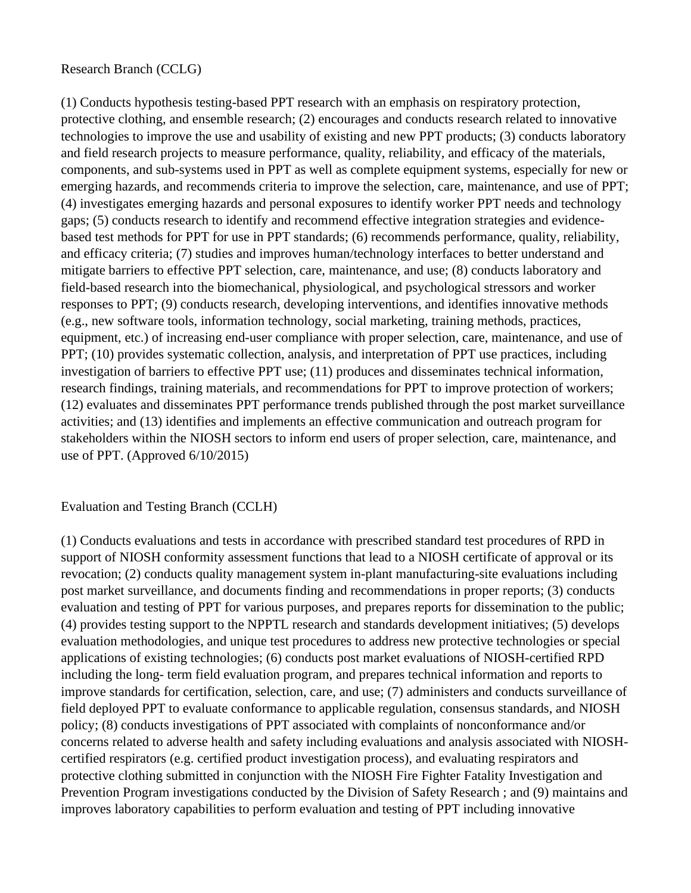Research Branch (CCLG)

(1) Conducts hypothesis testing-based PPT research with an emphasis on respiratory protection, protective clothing, and ensemble research; (2) encourages and conducts research related to innovative technologies to improve the use and usability of existing and new PPT products; (3) conducts laboratory and field research projects to measure performance, quality, reliability, and efficacy of the materials, components, and sub-systems used in PPT as well as complete equipment systems, especially for new or emerging hazards, and recommends criteria to improve the selection, care, maintenance, and use of PPT; (4) investigates emerging hazards and personal exposures to identify worker PPT needs and technology gaps; (5) conducts research to identify and recommend effective integration strategies and evidence-based test methods for PPT for use in PPT standards; (6) recommends performance, quality, reliability, and efficacy criteria; (7) studies and improves human/technology interfaces to better understand and mitigate barriers to effective PPT selection, care, maintenance, and use; (8) conducts laboratory and field-based research into the biomechanical, physiological, and psychological stressors and worker responses to PPT; (9) conducts research, developing interventions, and identifies innovative methods (e.g., new software tools, information technology, social marketing, training methods, practices, equipment, etc.) of increasing end-user compliance with proper selection, care, maintenance, and use of PPT; (10) provides systematic collection, analysis, and interpretation of PPT use practices, including investigation of barriers to effective PPT use; (11) produces and disseminates technical information, research findings, training materials, and recommendations for PPT to improve protection of workers; (12) evaluates and disseminates PPT performance trends published through the post market surveillance activities; and (13) identifies and implements an effective communication and outreach program for stakeholders within the NIOSH sectors to inform end users of proper selection, care, maintenance, and use of PPT. (Approved 6/10/2015)

Evaluation and Testing Branch (CCLH)

(1) Conducts evaluations and tests in accordance with prescribed standard test procedures of RPD in support of NIOSH conformity assessment functions that lead to a NIOSH certificate of approval or its revocation; (2) conducts quality management system in-plant manufacturing-site evaluations including post market surveillance, and documents finding and recommendations in proper reports; (3) conducts evaluation and testing of PPT for various purposes, and prepares reports for dissemination to the public; (4) provides testing support to the NPPTL research and standards development initiatives; (5) develops evaluation methodologies, and unique test procedures to address new protective technologies or special applications of existing technologies; (6) conducts post market evaluations of NIOSH-certified RPD including the long- term field evaluation program, and prepares technical information and reports to improve standards for certification, selection, care, and use; (7) administers and conducts surveillance of field deployed PPT to evaluate conformance to applicable regulation, consensus standards, and NIOSH policy; (8) conducts investigations of PPT associated with complaints of nonconformance and/or concerns related to adverse health and safety including evaluations and analysis associated with NIOSH-certified respirators (e.g. certified product investigation process), and evaluating respirators and protective clothing submitted in conjunction with the NIOSH Fire Fighter Fatality Investigation and Prevention Program investigations conducted by the Division of Safety Research ; and (9) maintains and improves laboratory capabilities to perform evaluation and testing of PPT including innovative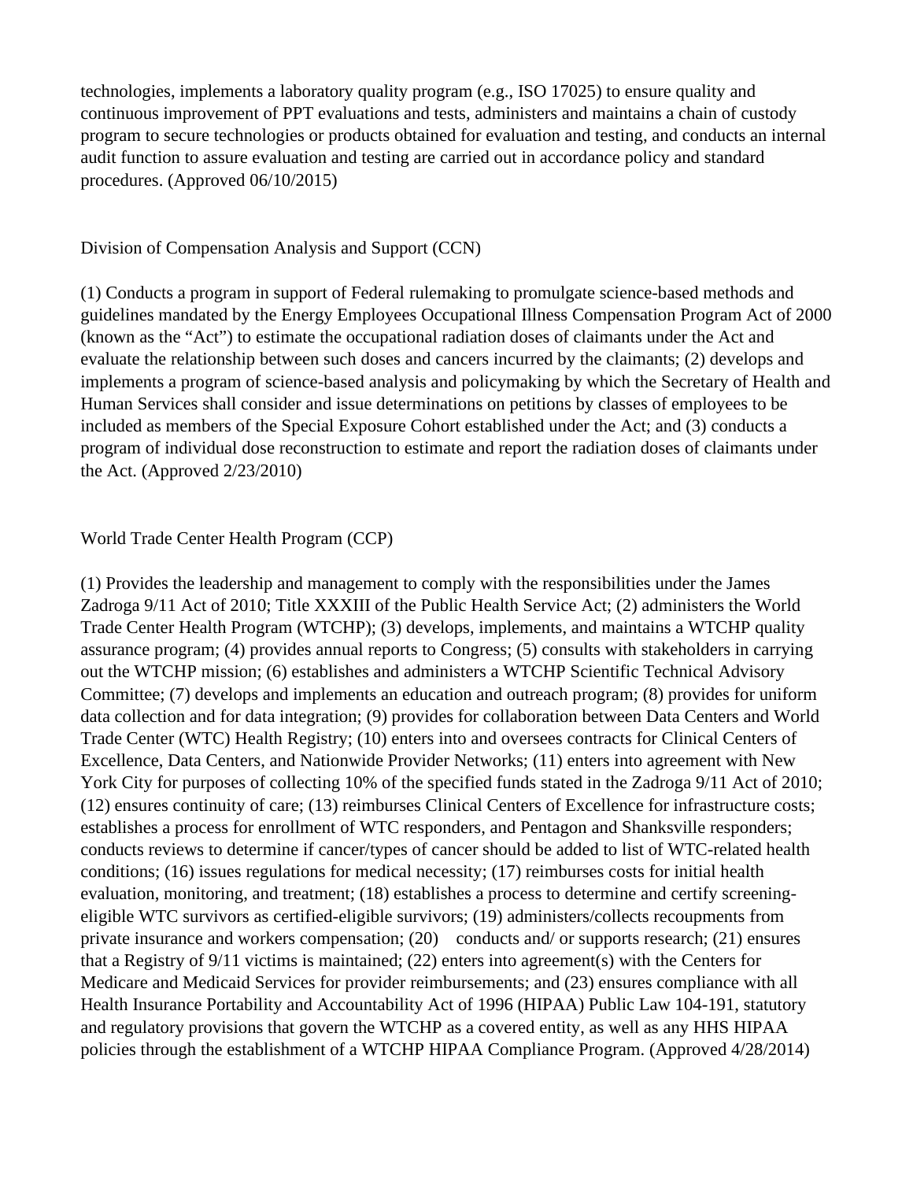technologies, implements a laboratory quality program (e.g., ISO 17025) to ensure quality and continuous improvement of PPT evaluations and tests, administers and maintains a chain of custody program to secure technologies or products obtained for evaluation and testing, and conducts an internal audit function to assure evaluation and testing are carried out in accordance policy and standard procedures. (Approved 06/10/2015)

Division of Compensation Analysis and Support (CCN)

(1) Conducts a program in support of Federal rulemaking to promulgate science-based methods and guidelines mandated by the Energy Employees Occupational Illness Compensation Program Act of 2000 (known as the "Act") to estimate the occupational radiation doses of claimants under the Act and evaluate the relationship between such doses and cancers incurred by the claimants; (2) develops and implements a program of science-based analysis and policymaking by which the Secretary of Health and Human Services shall consider and issue determinations on petitions by classes of employees to be included as members of the Special Exposure Cohort established under the Act; and (3) conducts a program of individual dose reconstruction to estimate and report the radiation doses of claimants under the Act. (Approved 2/23/2010)

World Trade Center Health Program (CCP)

(1) Provides the leadership and management to comply with the responsibilities under the James Zadroga 9/11 Act of 2010; Title XXXIII of the Public Health Service Act; (2) administers the World Trade Center Health Program (WTCHP); (3) develops, implements, and maintains a WTCHP quality assurance program; (4) provides annual reports to Congress; (5) consults with stakeholders in carrying out the WTCHP mission; (6) establishes and administers a WTCHP Scientific Technical Advisory Committee; (7) develops and implements an education and outreach program; (8) provides for uniform data collection and for data integration; (9) provides for collaboration between Data Centers and World Trade Center (WTC) Health Registry; (10) enters into and oversees contracts for Clinical Centers of Excellence, Data Centers, and Nationwide Provider Networks; (11) enters into agreement with New York City for purposes of collecting 10% of the specified funds stated in the Zadroga 9/11 Act of 2010; (12) ensures continuity of care; (13) reimburses Clinical Centers of Excellence for infrastructure costs; establishes a process for enrollment of WTC responders, and Pentagon and Shanksville responders; conducts reviews to determine if cancer/types of cancer should be added to list of WTC-related health conditions; (16) issues regulations for medical necessity; (17) reimburses costs for initial health evaluation, monitoring, and treatment; (18) establishes a process to determine and certify screening-eligible WTC survivors as certified-eligible survivors; (19) administers/collects recoupments from private insurance and workers compensation; (20) conducts and/ or supports research; (21) ensures that a Registry of 9/11 victims is maintained; (22) enters into agreement(s) with the Centers for Medicare and Medicaid Services for provider reimbursements; and (23) ensures compliance with all Health Insurance Portability and Accountability Act of 1996 (HIPAA) Public Law 104-191, statutory and regulatory provisions that govern the WTCHP as a covered entity, as well as any HHS HIPAA policies through the establishment of a WTCHP HIPAA Compliance Program. (Approved 4/28/2014)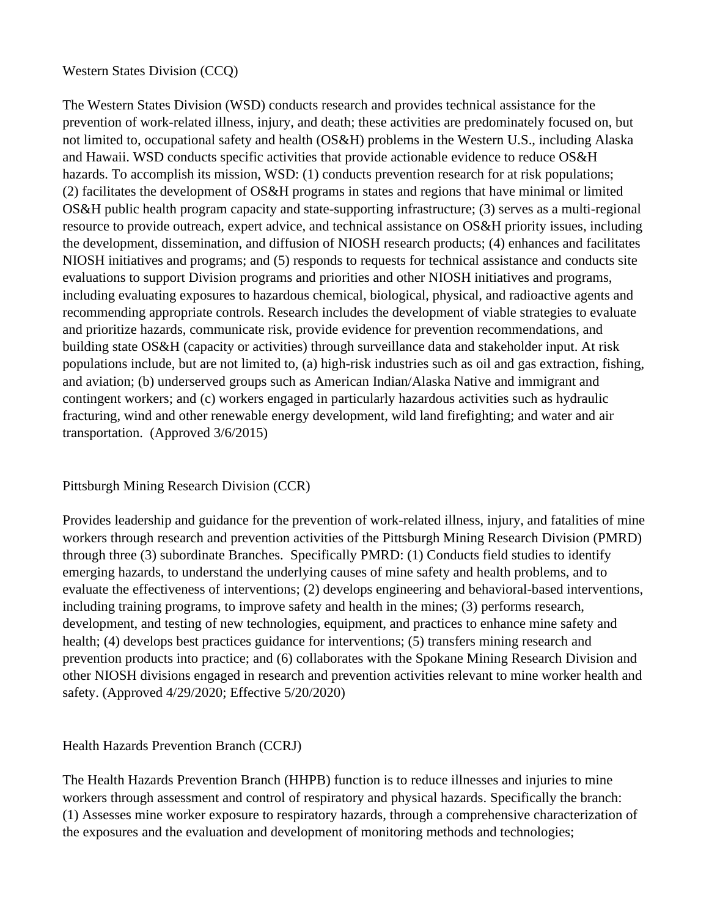Western States Division (CCQ)

The Western States Division (WSD) conducts research and provides technical assistance for the prevention of work-related illness, injury, and death; these activities are predominately focused on, but not limited to, occupational safety and health (OS&H) problems in the Western U.S., including Alaska and Hawaii. WSD conducts specific activities that provide actionable evidence to reduce OS&H hazards. To accomplish its mission, WSD: (1) conducts prevention research for at risk populations; (2) facilitates the development of OS&H programs in states and regions that have minimal or limited OS&H public health program capacity and state-supporting infrastructure; (3) serves as a multi-regional resource to provide outreach, expert advice, and technical assistance on OS&H priority issues, including the development, dissemination, and diffusion of NIOSH research products; (4) enhances and facilitates NIOSH initiatives and programs; and (5) responds to requests for technical assistance and conducts site evaluations to support Division programs and priorities and other NIOSH initiatives and programs, including evaluating exposures to hazardous chemical, biological, physical, and radioactive agents and recommending appropriate controls. Research includes the development of viable strategies to evaluate and prioritize hazards, communicate risk, provide evidence for prevention recommendations, and building state OS&H (capacity or activities) through surveillance data and stakeholder input. At risk populations include, but are not limited to, (a) high-risk industries such as oil and gas extraction, fishing, and aviation; (b) underserved groups such as American Indian/Alaska Native and immigrant and contingent workers; and (c) workers engaged in particularly hazardous activities such as hydraulic fracturing, wind and other renewable energy development, wild land firefighting; and water and air transportation. (Approved 3/6/2015)

Pittsburgh Mining Research Division (CCR)

Provides leadership and guidance for the prevention of work-related illness, injury, and fatalities of mine workers through research and prevention activities of the Pittsburgh Mining Research Division (PMRD) through three (3) subordinate Branches. Specifically PMRD: (1) Conducts field studies to identify emerging hazards, to understand the underlying causes of mine safety and health problems, and to evaluate the effectiveness of interventions; (2) develops engineering and behavioral-based interventions, including training programs, to improve safety and health in the mines; (3) performs research, development, and testing of new technologies, equipment, and practices to enhance mine safety and health; (4) develops best practices guidance for interventions; (5) transfers mining research and prevention products into practice; and (6) collaborates with the Spokane Mining Research Division and other NIOSH divisions engaged in research and prevention activities relevant to mine worker health and safety. (Approved 4/29/2020; Effective 5/20/2020)

Health Hazards Prevention Branch (CCRJ)

The Health Hazards Prevention Branch (HHPB) function is to reduce illnesses and injuries to mine workers through assessment and control of respiratory and physical hazards. Specifically the branch: (1) Assesses mine worker exposure to respiratory hazards, through a comprehensive characterization of the exposures and the evaluation and development of monitoring methods and technologies;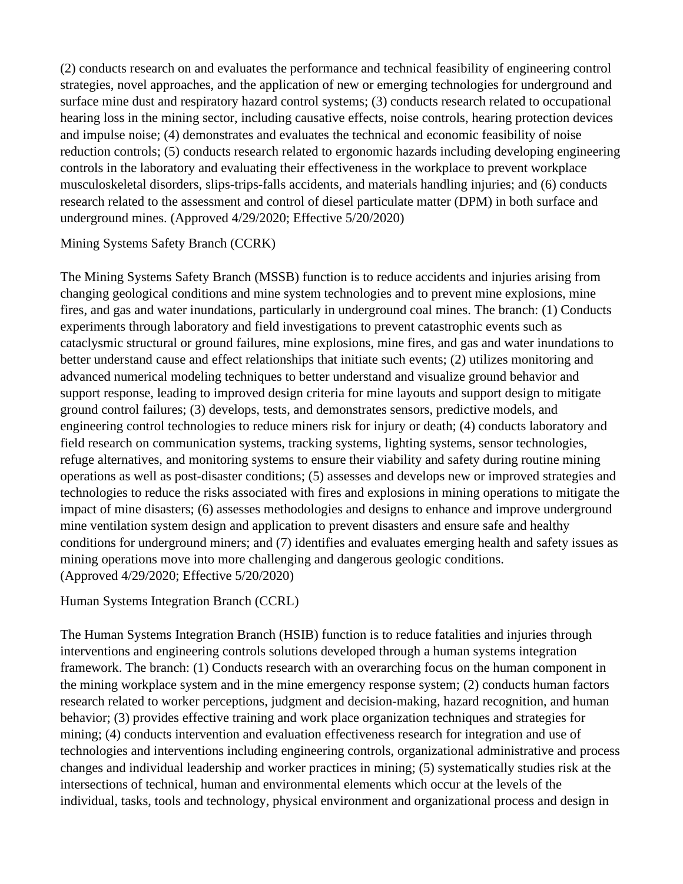(2) conducts research on and evaluates the performance and technical feasibility of engineering control strategies, novel approaches, and the application of new or emerging technologies for underground and surface mine dust and respiratory hazard control systems; (3) conducts research related to occupational hearing loss in the mining sector, including causative effects, noise controls, hearing protection devices and impulse noise; (4) demonstrates and evaluates the technical and economic feasibility of noise reduction controls; (5) conducts research related to ergonomic hazards including developing engineering controls in the laboratory and evaluating their effectiveness in the workplace to prevent workplace musculoskeletal disorders, slips-trips-falls accidents, and materials handling injuries; and (6) conducts research related to the assessment and control of diesel particulate matter (DPM) in both surface and underground mines. (Approved 4/29/2020; Effective 5/20/2020)

Mining Systems Safety Branch (CCRK)

The Mining Systems Safety Branch (MSSB) function is to reduce accidents and injuries arising from changing geological conditions and mine system technologies and to prevent mine explosions, mine fires, and gas and water inundations, particularly in underground coal mines. The branch: (1) Conducts experiments through laboratory and field investigations to prevent catastrophic events such as cataclysmic structural or ground failures, mine explosions, mine fires, and gas and water inundations to better understand cause and effect relationships that initiate such events; (2) utilizes monitoring and advanced numerical modeling techniques to better understand and visualize ground behavior and support response, leading to improved design criteria for mine layouts and support design to mitigate ground control failures; (3) develops, tests, and demonstrates sensors, predictive models, and engineering control technologies to reduce miners risk for injury or death; (4) conducts laboratory and field research on communication systems, tracking systems, lighting systems, sensor technologies, refuge alternatives, and monitoring systems to ensure their viability and safety during routine mining operations as well as post-disaster conditions; (5) assesses and develops new or improved strategies and technologies to reduce the risks associated with fires and explosions in mining operations to mitigate the impact of mine disasters; (6) assesses methodologies and designs to enhance and improve underground mine ventilation system design and application to prevent disasters and ensure safe and healthy conditions for underground miners; and (7) identifies and evaluates emerging health and safety issues as mining operations move into more challenging and dangerous geologic conditions.
(Approved 4/29/2020; Effective 5/20/2020)

Human Systems Integration Branch (CCRL)

The Human Systems Integration Branch (HSIB) function is to reduce fatalities and injuries through interventions and engineering controls solutions developed through a human systems integration framework. The branch: (1) Conducts research with an overarching focus on the human component in the mining workplace system and in the mine emergency response system; (2) conducts human factors research related to worker perceptions, judgment and decision-making, hazard recognition, and human behavior; (3) provides effective training and work place organization techniques and strategies for mining; (4) conducts intervention and evaluation effectiveness research for integration and use of technologies and interventions including engineering controls, organizational administrative and process changes and individual leadership and worker practices in mining; (5) systematically studies risk at the intersections of technical, human and environmental elements which occur at the levels of the individual, tasks, tools and technology, physical environment and organizational process and design in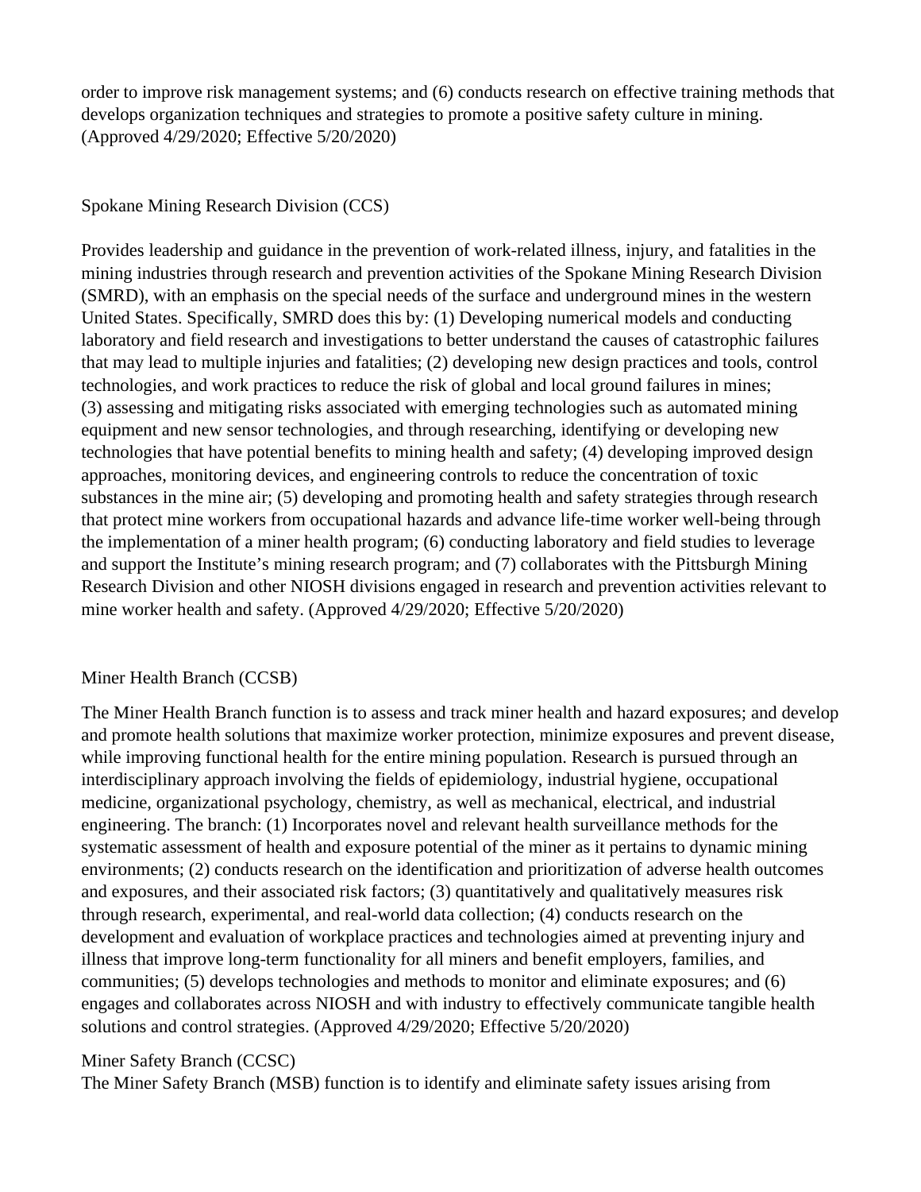order to improve risk management systems; and (6) conducts research on effective training methods that develops organization techniques and strategies to promote a positive safety culture in mining. (Approved 4/29/2020; Effective 5/20/2020)

## Spokane Mining Research Division (CCS)

Provides leadership and guidance in the prevention of work-related illness, injury, and fatalities in the mining industries through research and prevention activities of the Spokane Mining Research Division (SMRD), with an emphasis on the special needs of the surface and underground mines in the western United States. Specifically, SMRD does this by: (1) Developing numerical models and conducting laboratory and field research and investigations to better understand the causes of catastrophic failures that may lead to multiple injuries and fatalities; (2) developing new design practices and tools, control technologies, and work practices to reduce the risk of global and local ground failures in mines; (3) assessing and mitigating risks associated with emerging technologies such as automated mining equipment and new sensor technologies, and through researching, identifying or developing new technologies that have potential benefits to mining health and safety; (4) developing improved design approaches, monitoring devices, and engineering controls to reduce the concentration of toxic substances in the mine air; (5) developing and promoting health and safety strategies through research that protect mine workers from occupational hazards and advance life-time worker well-being through the implementation of a miner health program; (6) conducting laboratory and field studies to leverage and support the Institute's mining research program; and (7) collaborates with the Pittsburgh Mining Research Division and other NIOSH divisions engaged in research and prevention activities relevant to mine worker health and safety. (Approved 4/29/2020; Effective 5/20/2020)

## Miner Health Branch (CCSB)

The Miner Health Branch function is to assess and track miner health and hazard exposures; and develop and promote health solutions that maximize worker protection, minimize exposures and prevent disease, while improving functional health for the entire mining population. Research is pursued through an interdisciplinary approach involving the fields of epidemiology, industrial hygiene, occupational medicine, organizational psychology, chemistry, as well as mechanical, electrical, and industrial engineering. The branch: (1) Incorporates novel and relevant health surveillance methods for the systematic assessment of health and exposure potential of the miner as it pertains to dynamic mining environments; (2) conducts research on the identification and prioritization of adverse health outcomes and exposures, and their associated risk factors; (3) quantitatively and qualitatively measures risk through research, experimental, and real-world data collection; (4) conducts research on the development and evaluation of workplace practices and technologies aimed at preventing injury and illness that improve long-term functionality for all miners and benefit employers, families, and communities; (5) develops technologies and methods to monitor and eliminate exposures; and (6) engages and collaborates across NIOSH and with industry to effectively communicate tangible health solutions and control strategies. (Approved 4/29/2020; Effective 5/20/2020)

## Miner Safety Branch (CCSC)

The Miner Safety Branch (MSB) function is to identify and eliminate safety issues arising from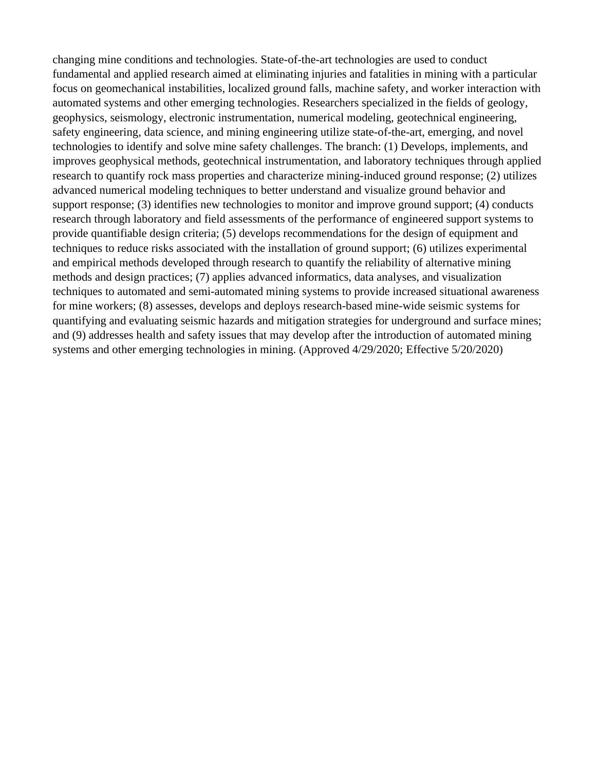changing mine conditions and technologies. State-of-the-art technologies are used to conduct fundamental and applied research aimed at eliminating injuries and fatalities in mining with a particular focus on geomechanical instabilities, localized ground falls, machine safety, and worker interaction with automated systems and other emerging technologies. Researchers specialized in the fields of geology, geophysics, seismology, electronic instrumentation, numerical modeling, geotechnical engineering, safety engineering, data science, and mining engineering utilize state-of-the-art, emerging, and novel technologies to identify and solve mine safety challenges. The branch: (1) Develops, implements, and improves geophysical methods, geotechnical instrumentation, and laboratory techniques through applied research to quantify rock mass properties and characterize mining-induced ground response; (2) utilizes advanced numerical modeling techniques to better understand and visualize ground behavior and support response; (3) identifies new technologies to monitor and improve ground support; (4) conducts research through laboratory and field assessments of the performance of engineered support systems to provide quantifiable design criteria; (5) develops recommendations for the design of equipment and techniques to reduce risks associated with the installation of ground support; (6) utilizes experimental and empirical methods developed through research to quantify the reliability of alternative mining methods and design practices; (7) applies advanced informatics, data analyses, and visualization techniques to automated and semi-automated mining systems to provide increased situational awareness for mine workers; (8) assesses, develops and deploys research-based mine-wide seismic systems for quantifying and evaluating seismic hazards and mitigation strategies for underground and surface mines; and (9) addresses health and safety issues that may develop after the introduction of automated mining systems and other emerging technologies in mining. (Approved 4/29/2020; Effective 5/20/2020)